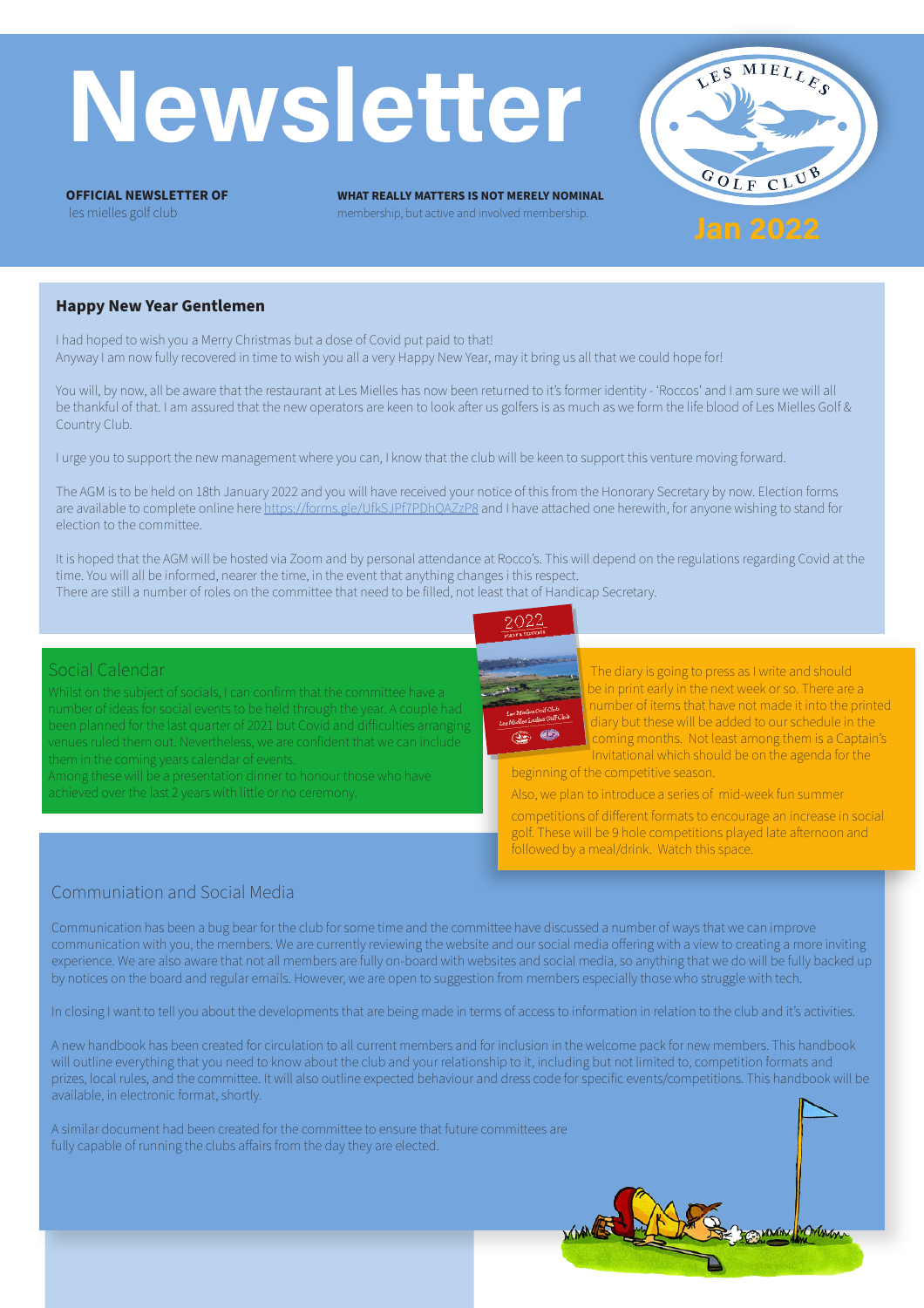# Newsletter

**OFFICIAL NEWSLETTER OF**
les mielles golf club

**WHAT REALLY MATTERS IS NOT MERELY NOMINAL**
membership, but active and involved membership.

LES MIELLES GOLF CLUB

Jan 2022

### Happy New Year Gentlemen

I had hoped to wish you a Merry Christmas but a dose of Covid put paid to that!
Anyway I am now fully recovered in time to wish you all a very Happy New Year, may it bring us all that we could hope for!

You will, by now, all be aware that the restaurant at Les Mielles has now been returned to it's former identity - 'Roccos' and I am sure we will all be thankful of that. I am assured that the new operators are keen to look after us golfers is as much as we form the life blood of Les Mielles Golf & Country Club.

I urge you to support the new management where you can, I know that the club will be keen to support this venture moving forward.

The AGM is to be held on 18th January 2022 and you will have received your notice of this from the Honorary Secretary by now. Election forms are available to complete online here https://forms.gle/UfkSJPf7PDhQAZzP8 and I have attached one herewith, for anyone wishing to stand for election to the committee.

It is hoped that the AGM will be hosted via Zoom and by personal attendance at Rocco's. This will depend on the regulations regarding Covid at the time. You will all be informed, nearer the time, in the event that anything changes i this respect.
There are still a number of roles on the committee that need to be filled, not least that of Handicap Secretary.

## Social Calendar

Whilst on the subject of socials, I can confirm that the committee have a number of ideas for social events to be held through the year. A couple had been planned for the last quarter of 2021 but Covid and difficulties arranging venues ruled them out. Nevertheless, we are confident that we can include them in the coming years calendar of events.
Among these will be a presentation dinner to honour those who have achieved over the last 2 years with little or no ceremony.

The diary is going to press as I write and should be in print early in the next week or so. There are a number of items that have not made it into the printed diary but these will be added to our schedule in the coming months. Not least among them is a Captain's Invitational which should be on the agenda for the beginning of the competitive season.

Also, we plan to introduce a series of mid-week fun summer competitions of different formats to encourage an increase in social golf. These will be 9 hole competitions played late afternoon and followed by a meal/drink. Watch this space.

## Communiation and Social Media

Communication has been a bug bear for the club for some time and the committee have discussed a number of ways that we can improve communication with you, the members. We are currently reviewing the website and our social media offering with a view to creating a more inviting experience. We are also aware that not all members are fully on-board with websites and social media, so anything that we do will be fully backed up by notices on the board and regular emails. However, we are open to suggestion from members especially those who struggle with tech.

In closing I want to tell you about the developments that are being made in terms of access to information in relation to the club and it's activities.

A new handbook has been created for circulation to all current members and for inclusion in the welcome pack for new members. This handbook will outline everything that you need to know about the club and your relationship to it, including but not limited to, competition formats and prizes, local rules, and the committee. It will also outline expected behaviour and dress code for specific events/competitions. This handbook will be available, in electronic format, shortly.

A similar document had been created for the committee to ensure that future committees are fully capable of running the clubs affairs from the day they are elected.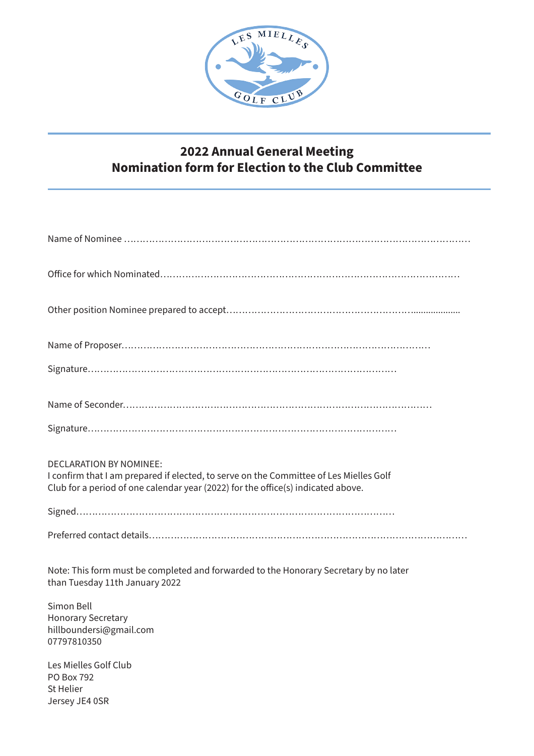## 2022 Annual General Meeting
## Nomination form for Election to the Club Committee

Name of Nominee ……………………………………………………………………………………………

Office for which Nominated…………………………………………………………………………………

Other position Nominee prepared to accept…………………………………………………....................

Name of Proposer…………………………………………………………………………………

Signature…………………………………………………………………………………………

Name of Seconder…………………………………………………………………………………

Signature…………………………………………………………………………………………

DECLARATION BY NOMINEE:
I confirm that I am prepared if elected, to serve on the Committee of Les Mielles Golf Club for a period of one calendar year (2022) for the office(s) indicated above.

Signed……………………………………………………………………………………………

Preferred contact details……………………………………………………………………………………

Note: This form must be completed and forwarded to the Honorary Secretary by no later than Tuesday 11th January 2022

Simon Bell
Honorary Secretary
hillboundersi@gmail.com
07797810350

Les Mielles Golf Club
PO Box 792
St Helier
Jersey JE4 0SR